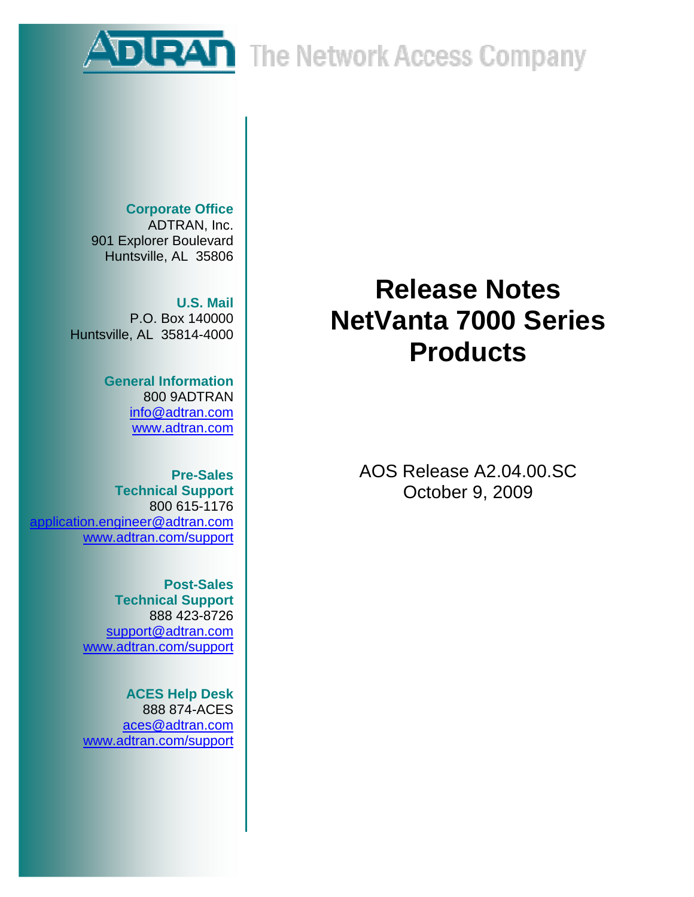ADTRAN The Network Access Company

**Corporate Office**
ADTRAN, Inc.
901 Explorer Boulevard
Huntsville, AL 35806

**U.S. Mail**
P.O. Box 140000
Huntsville, AL 35814-4000

**General Information**
800 9ADTRAN
info@adtran.com
www.adtran.com

**Pre-Sales Technical Support**
800 615-1176
application.engineer@adtran.com
www.adtran.com/support

**Post-Sales Technical Support**
888 423-8726
support@adtran.com
www.adtran.com/support

**ACES Help Desk**
888 874-ACES
aces@adtran.com
www.adtran.com/support

# Release Notes NetVanta 7000 Series Products

AOS Release A2.04.00.SC
October 9, 2009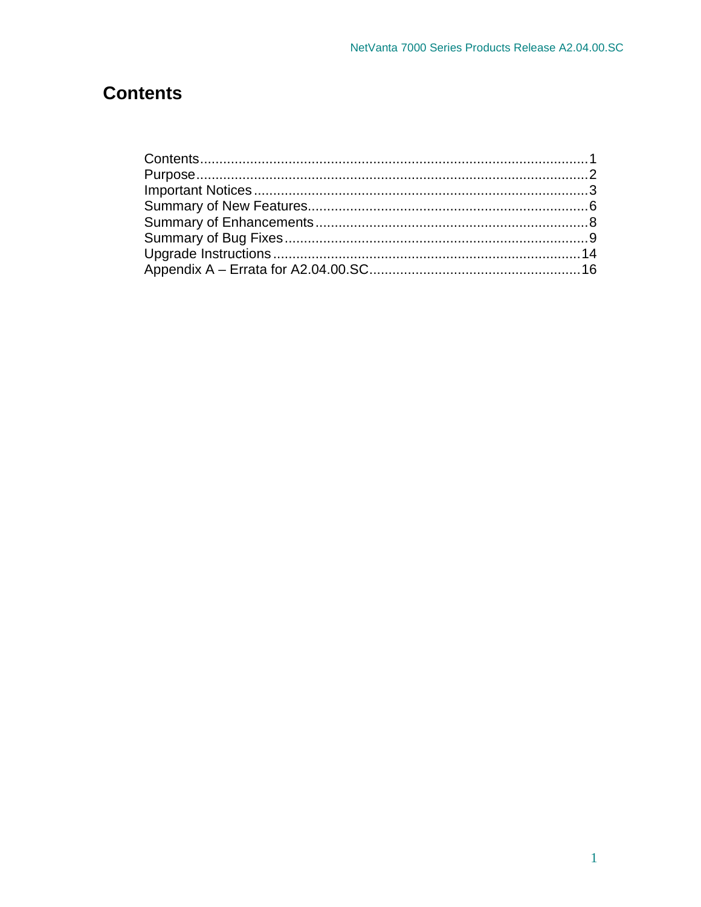# Contents

Contents....................................................................................................1
Purpose......................................................................................................2
Important Notices.......................................................................................3
Summary of New Features.........................................................................6
Summary of Enhancements.......................................................................8
Summary of Bug Fixes...............................................................................9
Upgrade Instructions................................................................................14
Appendix A – Errata for A2.04.00.SC.......................................................16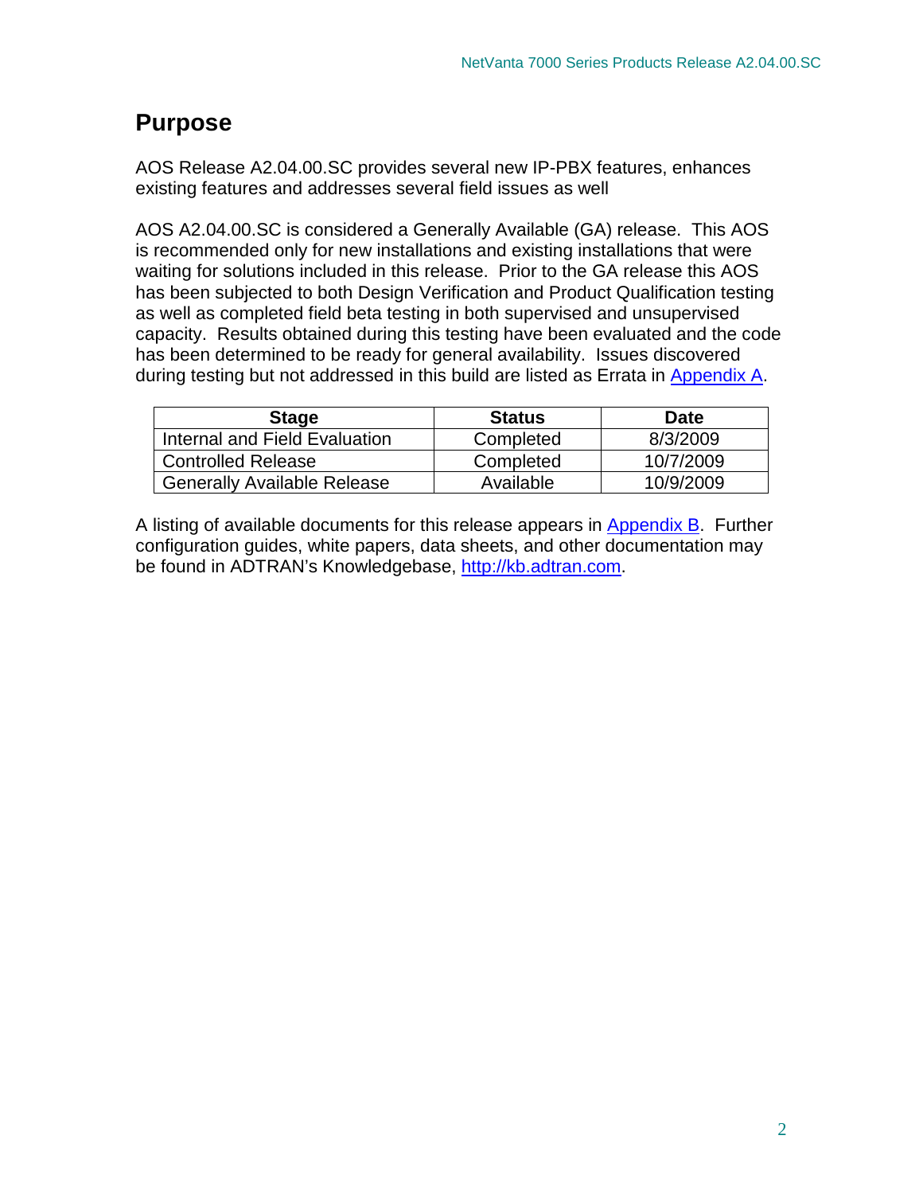# Purpose

AOS Release A2.04.00.SC provides several new IP-PBX features, enhances existing features and addresses several field issues as well

AOS A2.04.00.SC is considered a Generally Available (GA) release. This AOS is recommended only for new installations and existing installations that were waiting for solutions included in this release. Prior to the GA release this AOS has been subjected to both Design Verification and Product Qualification testing as well as completed field beta testing in both supervised and unsupervised capacity. Results obtained during this testing have been evaluated and the code has been determined to be ready for general availability. Issues discovered during testing but not addressed in this build are listed as Errata in Appendix A.

| Stage | Status | Date |
|---|---|---|
| Internal and Field Evaluation | Completed | 8/3/2009 |
| Controlled Release | Completed | 10/7/2009 |
| Generally Available Release | Available | 10/9/2009 |

A listing of available documents for this release appears in Appendix B. Further configuration guides, white papers, data sheets, and other documentation may be found in ADTRAN's Knowledgebase, http://kb.adtran.com.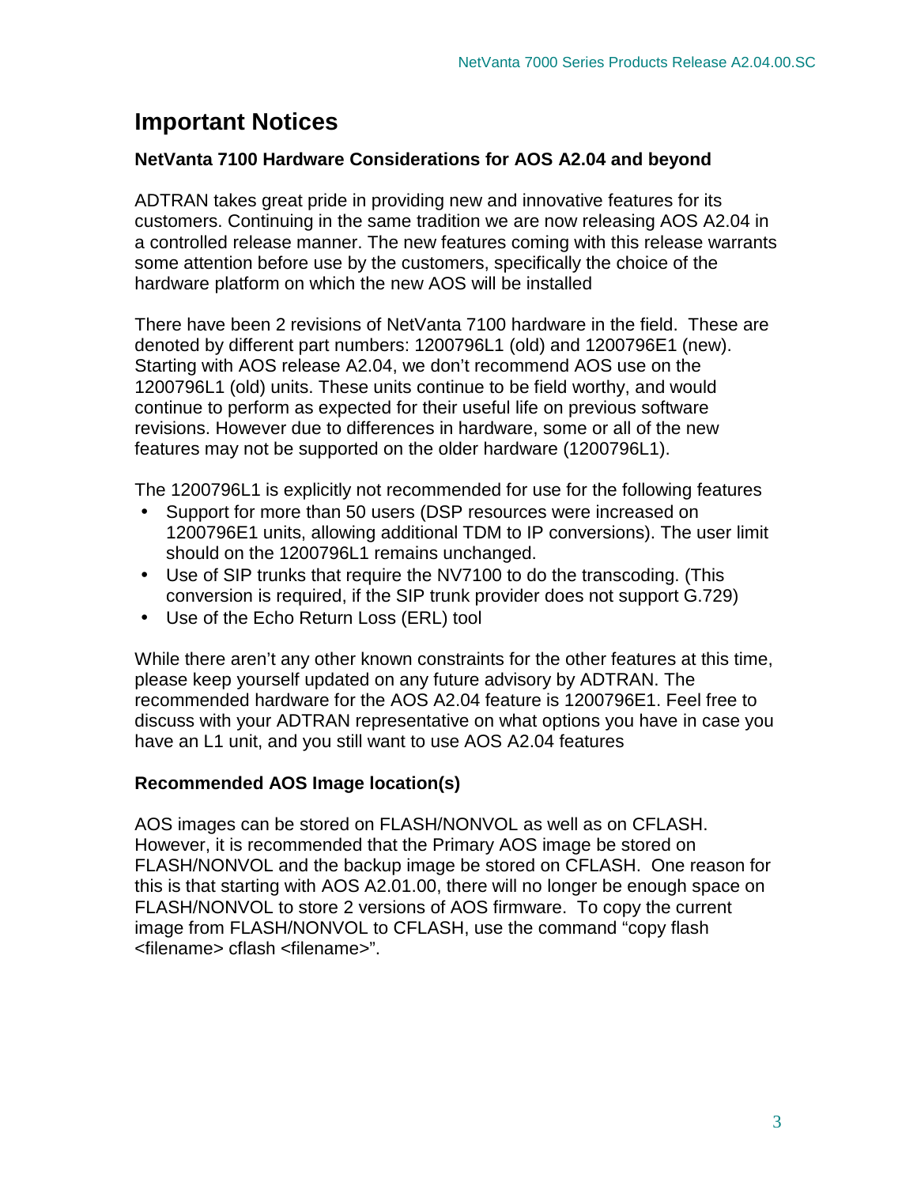# Important Notices

### NetVanta 7100 Hardware Considerations for AOS A2.04 and beyond

ADTRAN takes great pride in providing new and innovative features for its customers. Continuing in the same tradition we are now releasing AOS A2.04 in a controlled release manner. The new features coming with this release warrants some attention before use by the customers, specifically the choice of the hardware platform on which the new AOS will be installed

There have been 2 revisions of NetVanta 7100 hardware in the field. These are denoted by different part numbers: 1200796L1 (old) and 1200796E1 (new). Starting with AOS release A2.04, we don't recommend AOS use on the 1200796L1 (old) units. These units continue to be field worthy, and would continue to perform as expected for their useful life on previous software revisions. However due to differences in hardware, some or all of the new features may not be supported on the older hardware (1200796L1).

The 1200796L1 is explicitly not recommended for use for the following features

- Support for more than 50 users (DSP resources were increased on 1200796E1 units, allowing additional TDM to IP conversions). The user limit should on the 1200796L1 remains unchanged.
- Use of SIP trunks that require the NV7100 to do the transcoding. (This conversion is required, if the SIP trunk provider does not support G.729)
- Use of the Echo Return Loss (ERL) tool

While there aren't any other known constraints for the other features at this time, please keep yourself updated on any future advisory by ADTRAN. The recommended hardware for the AOS A2.04 feature is 1200796E1. Feel free to discuss with your ADTRAN representative on what options you have in case you have an L1 unit, and you still want to use AOS A2.04 features

### Recommended AOS Image location(s)

AOS images can be stored on FLASH/NONVOL as well as on CFLASH. However, it is recommended that the Primary AOS image be stored on FLASH/NONVOL and the backup image be stored on CFLASH. One reason for this is that starting with AOS A2.01.00, there will no longer be enough space on FLASH/NONVOL to store 2 versions of AOS firmware. To copy the current image from FLASH/NONVOL to CFLASH, use the command "copy flash <filename> cflash <filename>".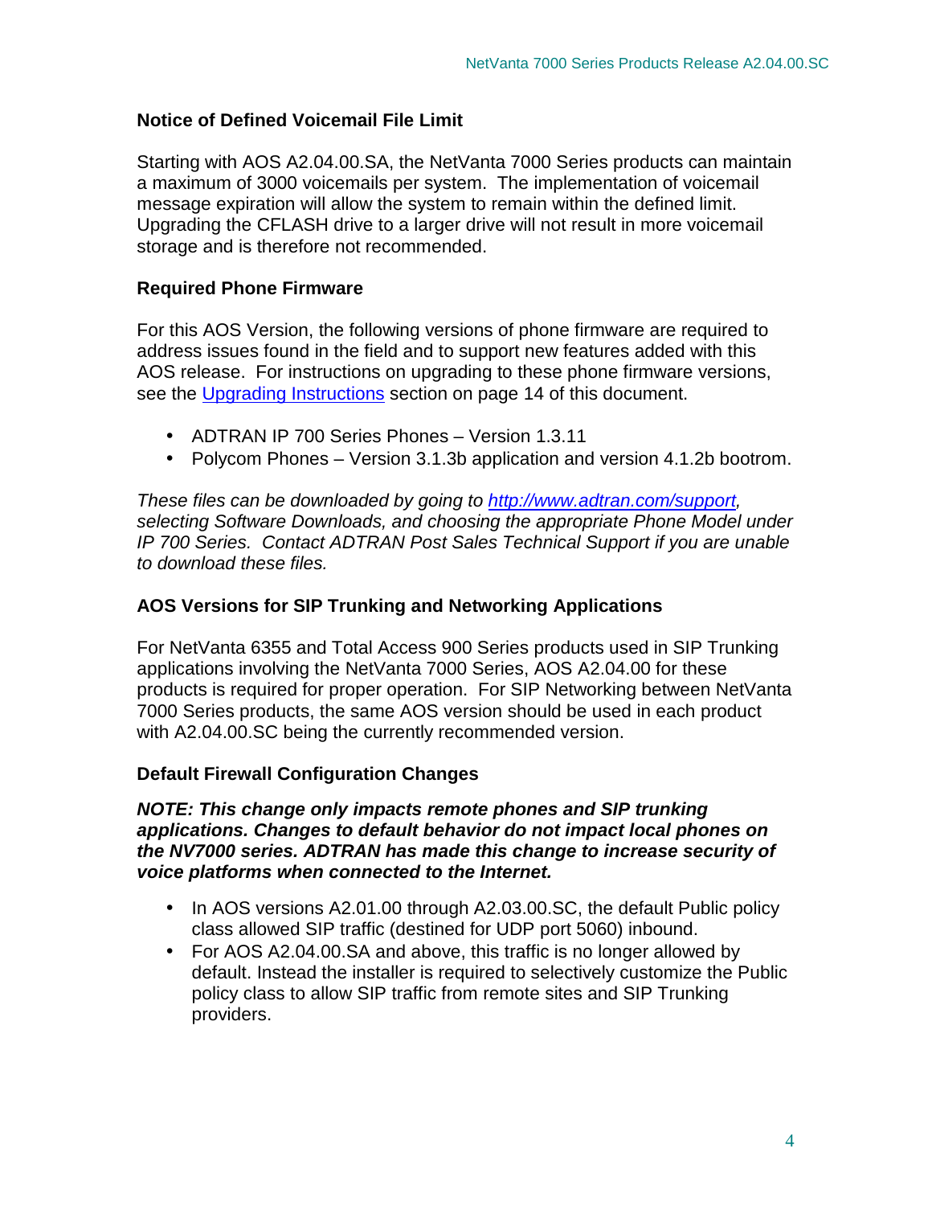### Notice of Defined Voicemail File Limit

Starting with AOS A2.04.00.SA, the NetVanta 7000 Series products can maintain a maximum of 3000 voicemails per system. The implementation of voicemail message expiration will allow the system to remain within the defined limit. Upgrading the CFLASH drive to a larger drive will not result in more voicemail storage and is therefore not recommended.

### Required Phone Firmware

For this AOS Version, the following versions of phone firmware are required to address issues found in the field and to support new features added with this AOS release. For instructions on upgrading to these phone firmware versions, see the Upgrading Instructions section on page 14 of this document.

- ADTRAN IP 700 Series Phones – Version 1.3.11
- Polycom Phones – Version 3.1.3b application and version 4.1.2b bootrom.

*These files can be downloaded by going to http://www.adtran.com/support, selecting Software Downloads, and choosing the appropriate Phone Model under IP 700 Series. Contact ADTRAN Post Sales Technical Support if you are unable to download these files.*

### AOS Versions for SIP Trunking and Networking Applications

For NetVanta 6355 and Total Access 900 Series products used in SIP Trunking applications involving the NetVanta 7000 Series, AOS A2.04.00 for these products is required for proper operation. For SIP Networking between NetVanta 7000 Series products, the same AOS version should be used in each product with A2.04.00.SC being the currently recommended version.

### Default Firewall Configuration Changes

***NOTE: This change only impacts remote phones and SIP trunking applications. Changes to default behavior do not impact local phones on the NV7000 series. ADTRAN has made this change to increase security of voice platforms when connected to the Internet.***

- In AOS versions A2.01.00 through A2.03.00.SC, the default Public policy class allowed SIP traffic (destined for UDP port 5060) inbound.
- For AOS A2.04.00.SA and above, this traffic is no longer allowed by default. Instead the installer is required to selectively customize the Public policy class to allow SIP traffic from remote sites and SIP Trunking providers.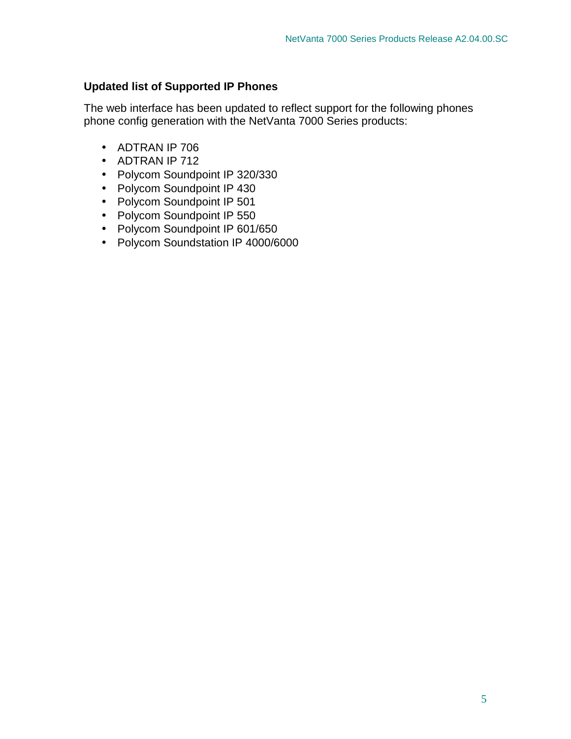### Updated list of Supported IP Phones

The web interface has been updated to reflect support for the following phones phone config generation with the NetVanta 7000 Series products:

- ADTRAN IP 706
- ADTRAN IP 712
- Polycom Soundpoint IP 320/330
- Polycom Soundpoint IP 430
- Polycom Soundpoint IP 501
- Polycom Soundpoint IP 550
- Polycom Soundpoint IP 601/650
- Polycom Soundstation IP 4000/6000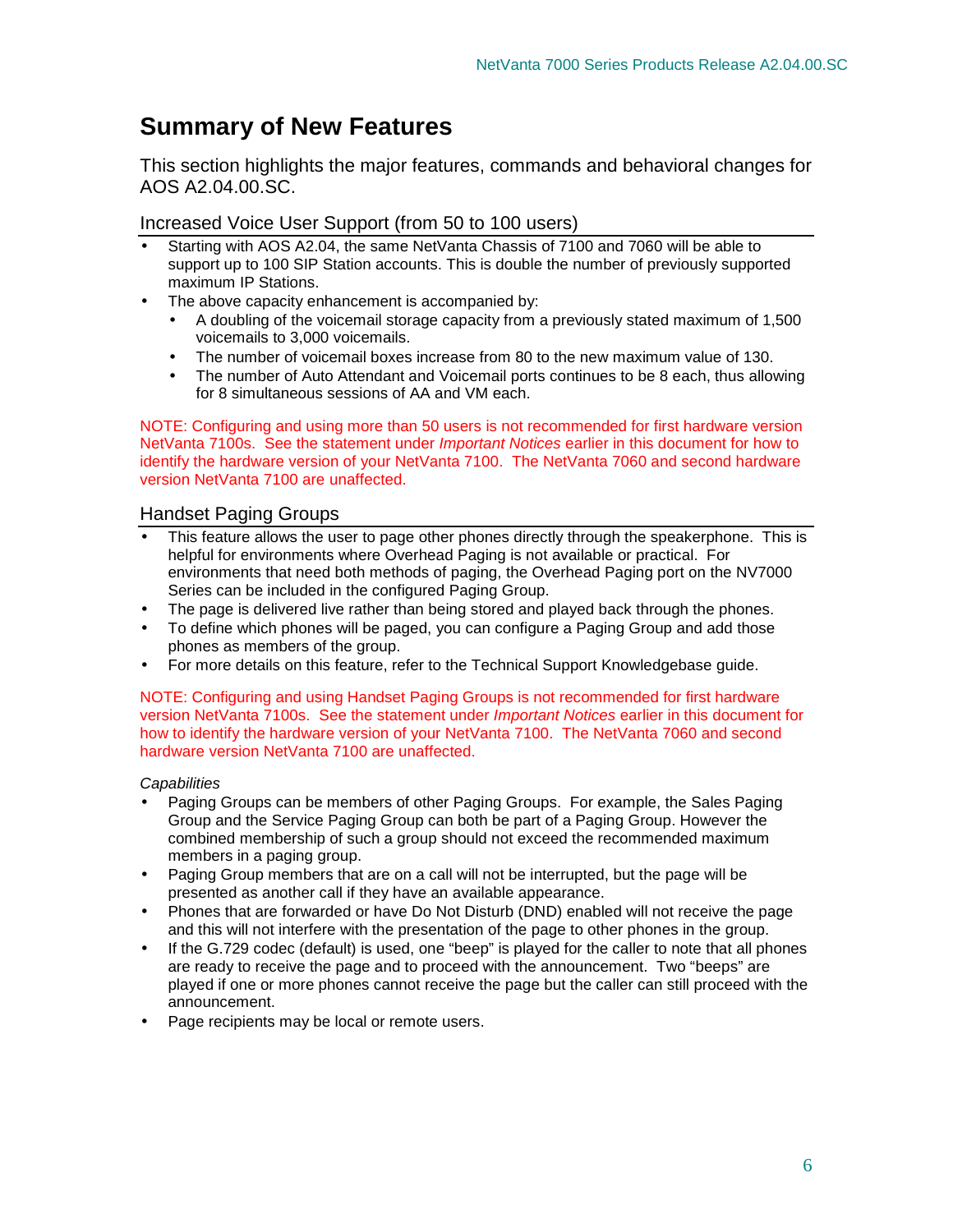# Summary of New Features

This section highlights the major features, commands and behavioral changes for AOS A2.04.00.SC.

## Increased Voice User Support (from 50 to 100 users)

- Starting with AOS A2.04, the same NetVanta Chassis of 7100 and 7060 will be able to support up to 100 SIP Station accounts. This is double the number of previously supported maximum IP Stations.
- The above capacity enhancement is accompanied by:
  - A doubling of the voicemail storage capacity from a previously stated maximum of 1,500 voicemails to 3,000 voicemails.
  - The number of voicemail boxes increase from 80 to the new maximum value of 130.
  - The number of Auto Attendant and Voicemail ports continues to be 8 each, thus allowing for 8 simultaneous sessions of AA and VM each.

NOTE: Configuring and using more than 50 users is not recommended for first hardware version NetVanta 7100s. See the statement under *Important Notices* earlier in this document for how to identify the hardware version of your NetVanta 7100. The NetVanta 7060 and second hardware version NetVanta 7100 are unaffected.

## Handset Paging Groups

- This feature allows the user to page other phones directly through the speakerphone. This is helpful for environments where Overhead Paging is not available or practical. For environments that need both methods of paging, the Overhead Paging port on the NV7000 Series can be included in the configured Paging Group.
- The page is delivered live rather than being stored and played back through the phones.
- To define which phones will be paged, you can configure a Paging Group and add those phones as members of the group.
- For more details on this feature, refer to the Technical Support Knowledgebase guide.

NOTE: Configuring and using Handset Paging Groups is not recommended for first hardware version NetVanta 7100s. See the statement under *Important Notices* earlier in this document for how to identify the hardware version of your NetVanta 7100. The NetVanta 7060 and second hardware version NetVanta 7100 are unaffected.

*Capabilities*

- Paging Groups can be members of other Paging Groups. For example, the Sales Paging Group and the Service Paging Group can both be part of a Paging Group. However the combined membership of such a group should not exceed the recommended maximum members in a paging group.
- Paging Group members that are on a call will not be interrupted, but the page will be presented as another call if they have an available appearance.
- Phones that are forwarded or have Do Not Disturb (DND) enabled will not receive the page and this will not interfere with the presentation of the page to other phones in the group.
- If the G.729 codec (default) is used, one "beep" is played for the caller to note that all phones are ready to receive the page and to proceed with the announcement. Two "beeps" are played if one or more phones cannot receive the page but the caller can still proceed with the announcement.
- Page recipients may be local or remote users.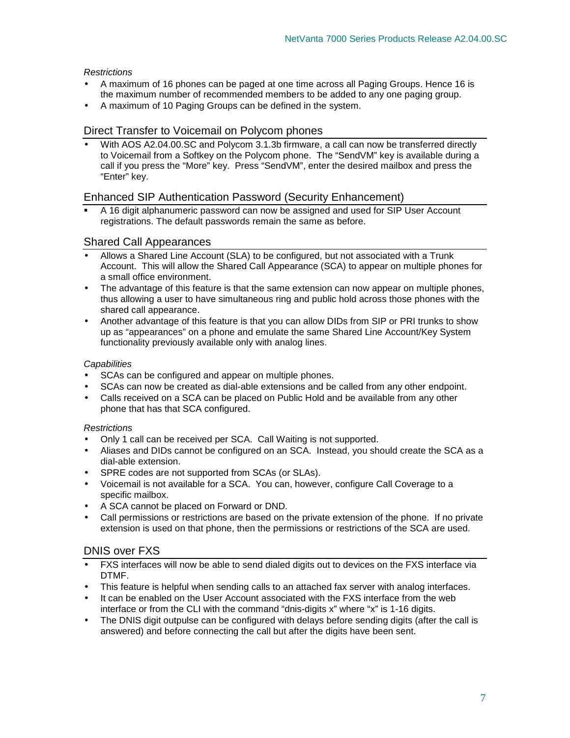*Restrictions*

- A maximum of 16 phones can be paged at one time across all Paging Groups. Hence 16 is the maximum number of recommended members to be added to any one paging group.
- A maximum of 10 Paging Groups can be defined in the system.

## Direct Transfer to Voicemail on Polycom phones

- With AOS A2.04.00.SC and Polycom 3.1.3b firmware, a call can now be transferred directly to Voicemail from a Softkey on the Polycom phone. The "SendVM" key is available during a call if you press the "More" key. Press "SendVM", enter the desired mailbox and press the "Enter" key.

## Enhanced SIP Authentication Password (Security Enhancement)

- A 16 digit alphanumeric password can now be assigned and used for SIP User Account registrations. The default passwords remain the same as before.

## Shared Call Appearances

- Allows a Shared Line Account (SLA) to be configured, but not associated with a Trunk Account. This will allow the Shared Call Appearance (SCA) to appear on multiple phones for a small office environment.
- The advantage of this feature is that the same extension can now appear on multiple phones, thus allowing a user to have simultaneous ring and public hold across those phones with the shared call appearance.
- Another advantage of this feature is that you can allow DIDs from SIP or PRI trunks to show up as "appearances" on a phone and emulate the same Shared Line Account/Key System functionality previously available only with analog lines.

*Capabilities*

- SCAs can be configured and appear on multiple phones.
- SCAs can now be created as dial-able extensions and be called from any other endpoint.
- Calls received on a SCA can be placed on Public Hold and be available from any other phone that has that SCA configured.

*Restrictions*

- Only 1 call can be received per SCA. Call Waiting is not supported.
- Aliases and DIDs cannot be configured on an SCA. Instead, you should create the SCA as a dial-able extension.
- SPRE codes are not supported from SCAs (or SLAs).
- Voicemail is not available for a SCA. You can, however, configure Call Coverage to a specific mailbox.
- A SCA cannot be placed on Forward or DND.
- Call permissions or restrictions are based on the private extension of the phone. If no private extension is used on that phone, then the permissions or restrictions of the SCA are used.

## DNIS over FXS

- FXS interfaces will now be able to send dialed digits out to devices on the FXS interface via DTMF.
- This feature is helpful when sending calls to an attached fax server with analog interfaces.
- It can be enabled on the User Account associated with the FXS interface from the web interface or from the CLI with the command "dnis-digits x" where "x" is 1-16 digits.
- The DNIS digit outpulse can be configured with delays before sending digits (after the call is answered) and before connecting the call but after the digits have been sent.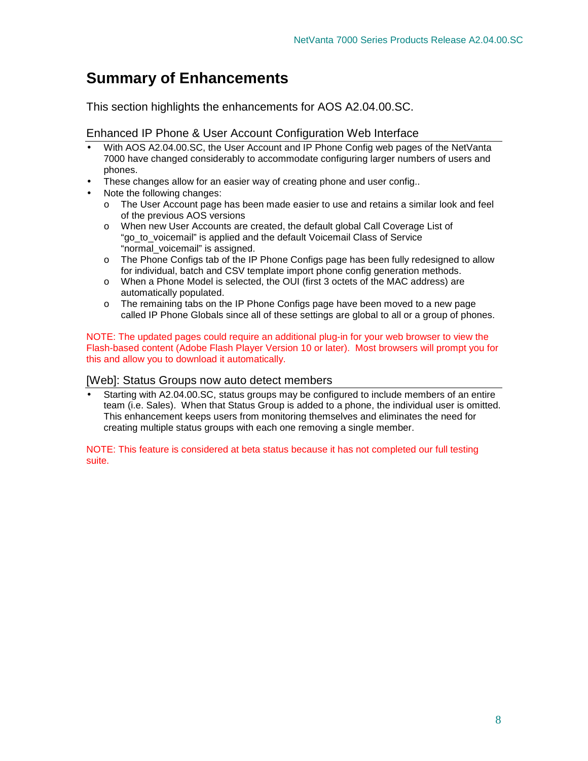# Summary of Enhancements

This section highlights the enhancements for AOS A2.04.00.SC.

### Enhanced IP Phone & User Account Configuration Web Interface

- With AOS A2.04.00.SC, the User Account and IP Phone Config web pages of the NetVanta 7000 have changed considerably to accommodate configuring larger numbers of users and phones.
- These changes allow for an easier way of creating phone and user config..
- Note the following changes:
  - The User Account page has been made easier to use and retains a similar look and feel of the previous AOS versions
  - When new User Accounts are created, the default global Call Coverage List of "go_to_voicemail" is applied and the default Voicemail Class of Service "normal_voicemail" is assigned.
  - The Phone Configs tab of the IP Phone Configs page has been fully redesigned to allow for individual, batch and CSV template import phone config generation methods.
  - When a Phone Model is selected, the OUI (first 3 octets of the MAC address) are automatically populated.
  - The remaining tabs on the IP Phone Configs page have been moved to a new page called IP Phone Globals since all of these settings are global to all or a group of phones.

NOTE: The updated pages could require an additional plug-in for your web browser to view the Flash-based content (Adobe Flash Player Version 10 or later). Most browsers will prompt you for this and allow you to download it automatically.

### [Web]: Status Groups now auto detect members

- Starting with A2.04.00.SC, status groups may be configured to include members of an entire team (i.e. Sales). When that Status Group is added to a phone, the individual user is omitted. This enhancement keeps users from monitoring themselves and eliminates the need for creating multiple status groups with each one removing a single member.

NOTE: This feature is considered at beta status because it has not completed our full testing suite.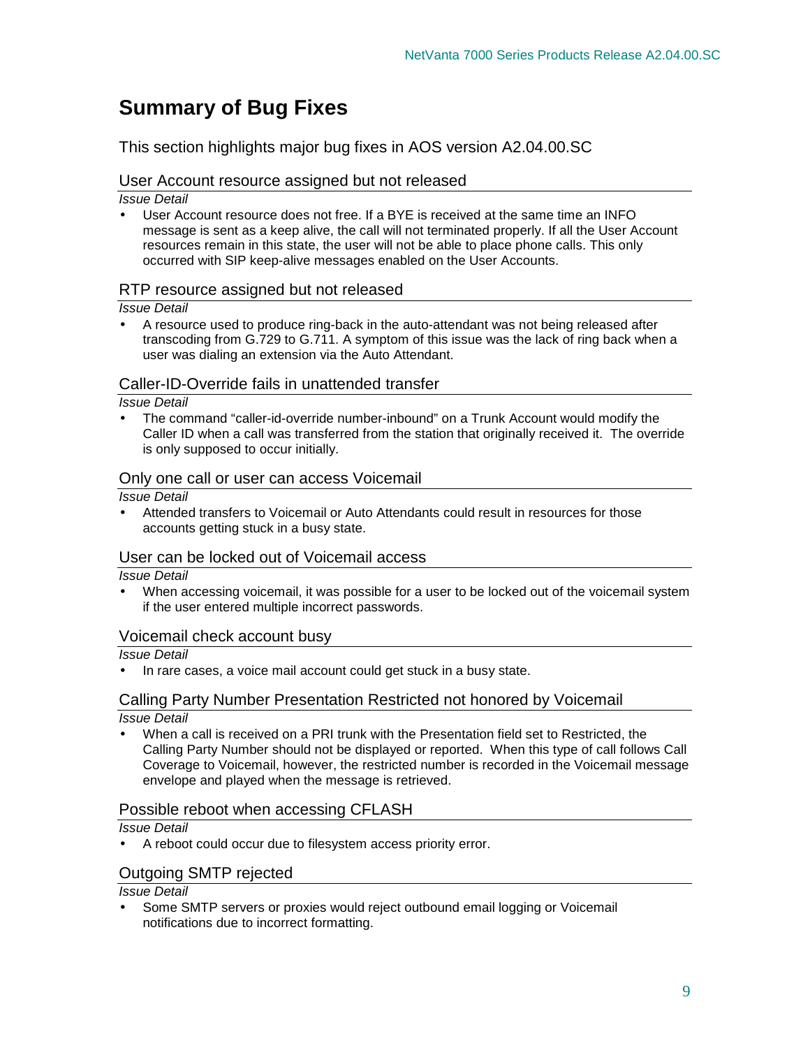# Summary of Bug Fixes

This section highlights major bug fixes in AOS version A2.04.00.SC

## User Account resource assigned but not released

*Issue Detail*

- User Account resource does not free. If a BYE is received at the same time an INFO message is sent as a keep alive, the call will not terminated properly. If all the User Account resources remain in this state, the user will not be able to place phone calls. This only occurred with SIP keep-alive messages enabled on the User Accounts.

## RTP resource assigned but not released

*Issue Detail*

- A resource used to produce ring-back in the auto-attendant was not being released after transcoding from G.729 to G.711. A symptom of this issue was the lack of ring back when a user was dialing an extension via the Auto Attendant.

## Caller-ID-Override fails in unattended transfer

*Issue Detail*

- The command “caller-id-override number-inbound” on a Trunk Account would modify the Caller ID when a call was transferred from the station that originally received it. The override is only supposed to occur initially.

## Only one call or user can access Voicemail

*Issue Detail*

- Attended transfers to Voicemail or Auto Attendants could result in resources for those accounts getting stuck in a busy state.

## User can be locked out of Voicemail access

*Issue Detail*

- When accessing voicemail, it was possible for a user to be locked out of the voicemail system if the user entered multiple incorrect passwords.

## Voicemail check account busy

*Issue Detail*

- In rare cases, a voice mail account could get stuck in a busy state.

## Calling Party Number Presentation Restricted not honored by Voicemail

*Issue Detail*

- When a call is received on a PRI trunk with the Presentation field set to Restricted, the Calling Party Number should not be displayed or reported. When this type of call follows Call Coverage to Voicemail, however, the restricted number is recorded in the Voicemail message envelope and played when the message is retrieved.

## Possible reboot when accessing CFLASH

*Issue Detail*

- A reboot could occur due to filesystem access priority error.

## Outgoing SMTP rejected

*Issue Detail*

- Some SMTP servers or proxies would reject outbound email logging or Voicemail notifications due to incorrect formatting.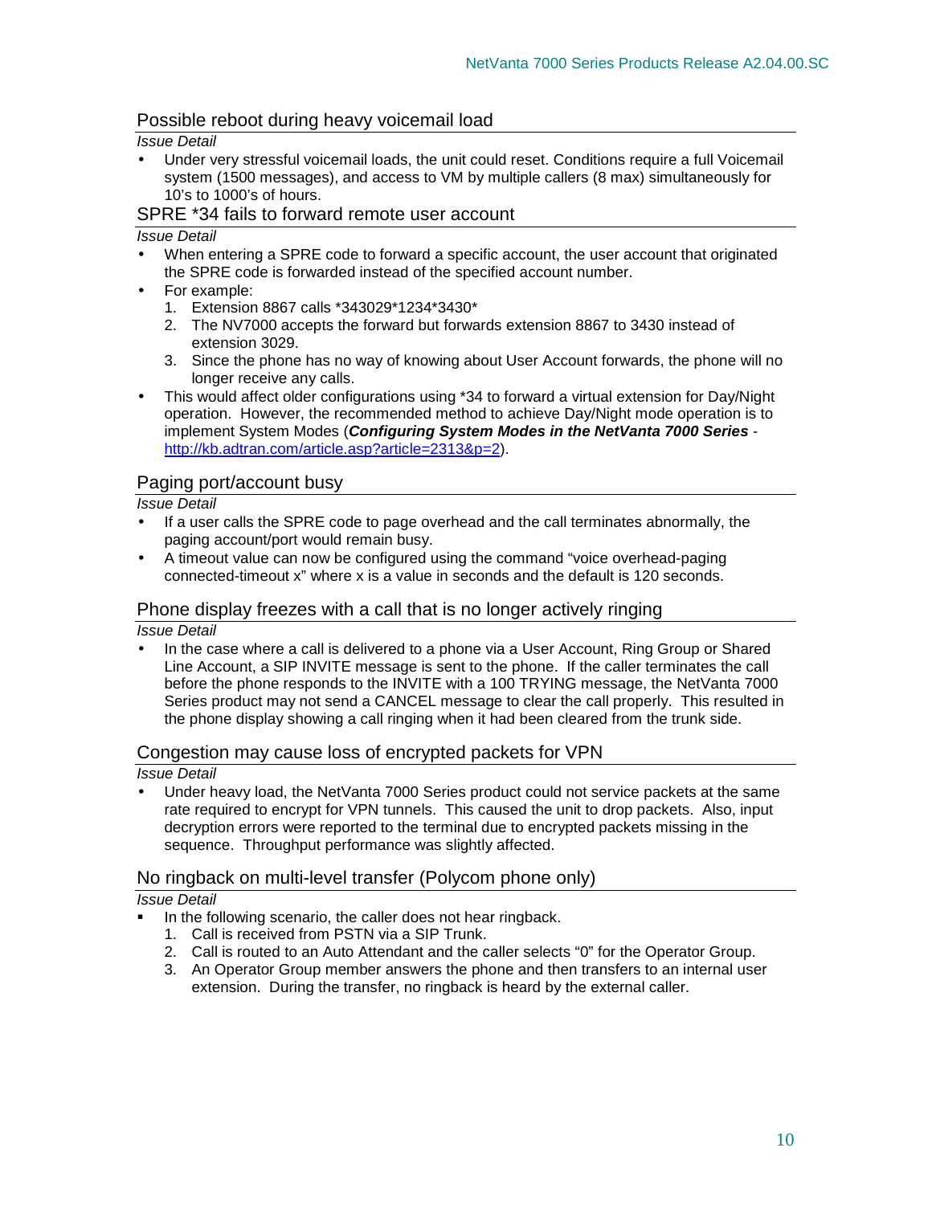## Possible reboot during heavy voicemail load

*Issue Detail*

- Under very stressful voicemail loads, the unit could reset. Conditions require a full Voicemail system (1500 messages), and access to VM by multiple callers (8 max) simultaneously for 10's to 1000's of hours.

## SPRE *34 fails to forward remote user account

*Issue Detail*

- When entering a SPRE code to forward a specific account, the user account that originated the SPRE code is forwarded instead of the specified account number.
- For example:
  1. Extension 8867 calls *343029*1234*3430*
  2. The NV7000 accepts the forward but forwards extension 8867 to 3430 instead of extension 3029.
  3. Since the phone has no way of knowing about User Account forwards, the phone will no longer receive any calls.
- This would affect older configurations using *34 to forward a virtual extension for Day/Night operation. However, the recommended method to achieve Day/Night mode operation is to implement System Modes (***Configuring System Modes in the NetVanta 7000 Series*** - [http://kb.adtran.com/article.asp?article=2313&p=2](http://kb.adtran.com/article.asp?article=2313&p=2)).

## Paging port/account busy

*Issue Detail*

- If a user calls the SPRE code to page overhead and the call terminates abnormally, the paging account/port would remain busy.
- A timeout value can now be configured using the command "voice overhead-paging connected-timeout x" where x is a value in seconds and the default is 120 seconds.

## Phone display freezes with a call that is no longer actively ringing

*Issue Detail*

- In the case where a call is delivered to a phone via a User Account, Ring Group or Shared Line Account, a SIP INVITE message is sent to the phone. If the caller terminates the call before the phone responds to the INVITE with a 100 TRYING message, the NetVanta 7000 Series product may not send a CANCEL message to clear the call properly. This resulted in the phone display showing a call ringing when it had been cleared from the trunk side.

## Congestion may cause loss of encrypted packets for VPN

*Issue Detail*

- Under heavy load, the NetVanta 7000 Series product could not service packets at the same rate required to encrypt for VPN tunnels. This caused the unit to drop packets. Also, input decryption errors were reported to the terminal due to encrypted packets missing in the sequence. Throughput performance was slightly affected.

## No ringback on multi-level transfer (Polycom phone only)

*Issue Detail*

- In the following scenario, the caller does not hear ringback.
  1. Call is received from PSTN via a SIP Trunk.
  2. Call is routed to an Auto Attendant and the caller selects "0" for the Operator Group.
  3. An Operator Group member answers the phone and then transfers to an internal user extension. During the transfer, no ringback is heard by the external caller.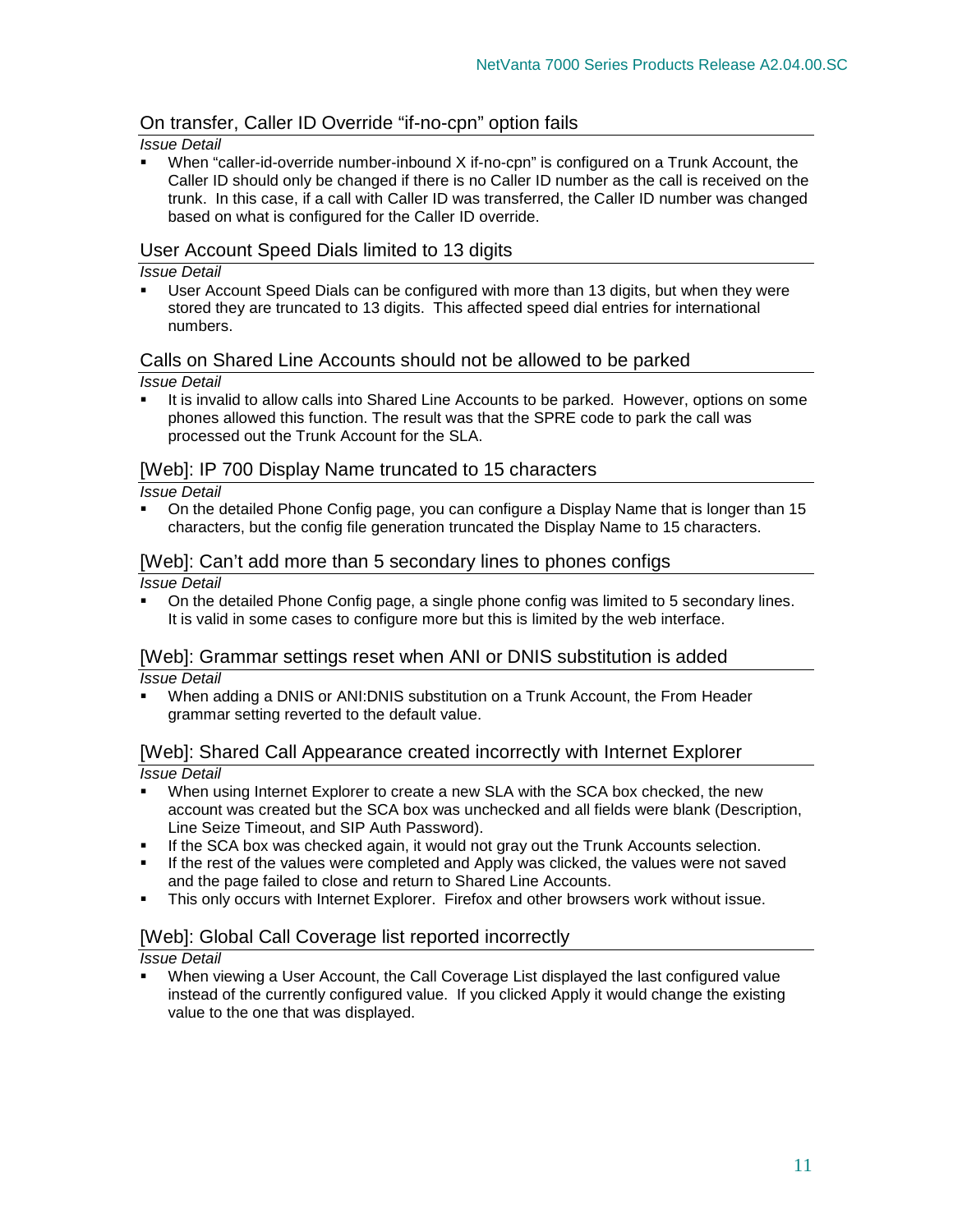## On transfer, Caller ID Override “if-no-cpn” option fails

*Issue Detail*

- When “caller-id-override number-inbound X if-no-cpn” is configured on a Trunk Account, the Caller ID should only be changed if there is no Caller ID number as the call is received on the trunk. In this case, if a call with Caller ID was transferred, the Caller ID number was changed based on what is configured for the Caller ID override.

## User Account Speed Dials limited to 13 digits

*Issue Detail*

- User Account Speed Dials can be configured with more than 13 digits, but when they were stored they are truncated to 13 digits. This affected speed dial entries for international numbers.

## Calls on Shared Line Accounts should not be allowed to be parked

*Issue Detail*

- It is invalid to allow calls into Shared Line Accounts to be parked. However, options on some phones allowed this function. The result was that the SPRE code to park the call was processed out the Trunk Account for the SLA.

## [Web]: IP 700 Display Name truncated to 15 characters

*Issue Detail*

- On the detailed Phone Config page, you can configure a Display Name that is longer than 15 characters, but the config file generation truncated the Display Name to 15 characters.

## [Web]: Can’t add more than 5 secondary lines to phones configs

*Issue Detail*

- On the detailed Phone Config page, a single phone config was limited to 5 secondary lines. It is valid in some cases to configure more but this is limited by the web interface.

## [Web]: Grammar settings reset when ANI or DNIS substitution is added

*Issue Detail*

- When adding a DNIS or ANI:DNIS substitution on a Trunk Account, the From Header grammar setting reverted to the default value.

## [Web]: Shared Call Appearance created incorrectly with Internet Explorer

*Issue Detail*

- When using Internet Explorer to create a new SLA with the SCA box checked, the new account was created but the SCA box was unchecked and all fields were blank (Description, Line Seize Timeout, and SIP Auth Password).
- If the SCA box was checked again, it would not gray out the Trunk Accounts selection.
- If the rest of the values were completed and Apply was clicked, the values were not saved and the page failed to close and return to Shared Line Accounts.
- This only occurs with Internet Explorer. Firefox and other browsers work without issue.

## [Web]: Global Call Coverage list reported incorrectly

*Issue Detail*

- When viewing a User Account, the Call Coverage List displayed the last configured value instead of the currently configured value. If you clicked Apply it would change the existing value to the one that was displayed.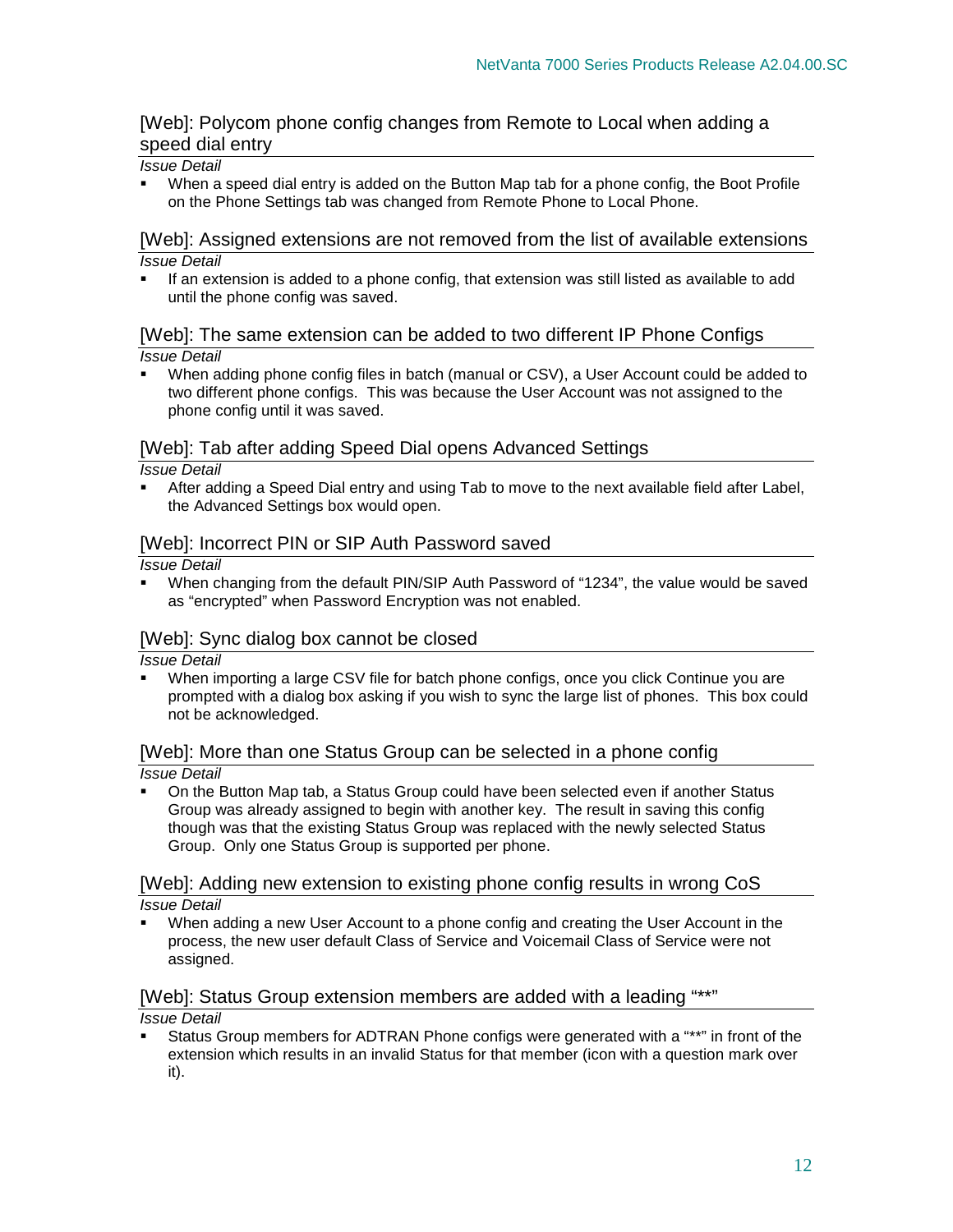### [Web]: Polycom phone config changes from Remote to Local when adding a speed dial entry

*Issue Detail*

- When a speed dial entry is added on the Button Map tab for a phone config, the Boot Profile on the Phone Settings tab was changed from Remote Phone to Local Phone.

### [Web]: Assigned extensions are not removed from the list of available extensions

*Issue Detail*

- If an extension is added to a phone config, that extension was still listed as available to add until the phone config was saved.

### [Web]: The same extension can be added to two different IP Phone Configs

*Issue Detail*

- When adding phone config files in batch (manual or CSV), a User Account could be added to two different phone configs. This was because the User Account was not assigned to the phone config until it was saved.

### [Web]: Tab after adding Speed Dial opens Advanced Settings

*Issue Detail*

- After adding a Speed Dial entry and using Tab to move to the next available field after Label, the Advanced Settings box would open.

### [Web]: Incorrect PIN or SIP Auth Password saved

*Issue Detail*

- When changing from the default PIN/SIP Auth Password of "1234", the value would be saved as "encrypted" when Password Encryption was not enabled.

### [Web]: Sync dialog box cannot be closed

*Issue Detail*

- When importing a large CSV file for batch phone configs, once you click Continue you are prompted with a dialog box asking if you wish to sync the large list of phones. This box could not be acknowledged.

### [Web]: More than one Status Group can be selected in a phone config

*Issue Detail*

- On the Button Map tab, a Status Group could have been selected even if another Status Group was already assigned to begin with another key. The result in saving this config though was that the existing Status Group was replaced with the newly selected Status Group. Only one Status Group is supported per phone.

### [Web]: Adding new extension to existing phone config results in wrong CoS

*Issue Detail*

- When adding a new User Account to a phone config and creating the User Account in the process, the new user default Class of Service and Voicemail Class of Service were not assigned.

### [Web]: Status Group extension members are added with a leading "**"

*Issue Detail*

- Status Group members for ADTRAN Phone configs were generated with a "**" in front of the extension which results in an invalid Status for that member (icon with a question mark over it).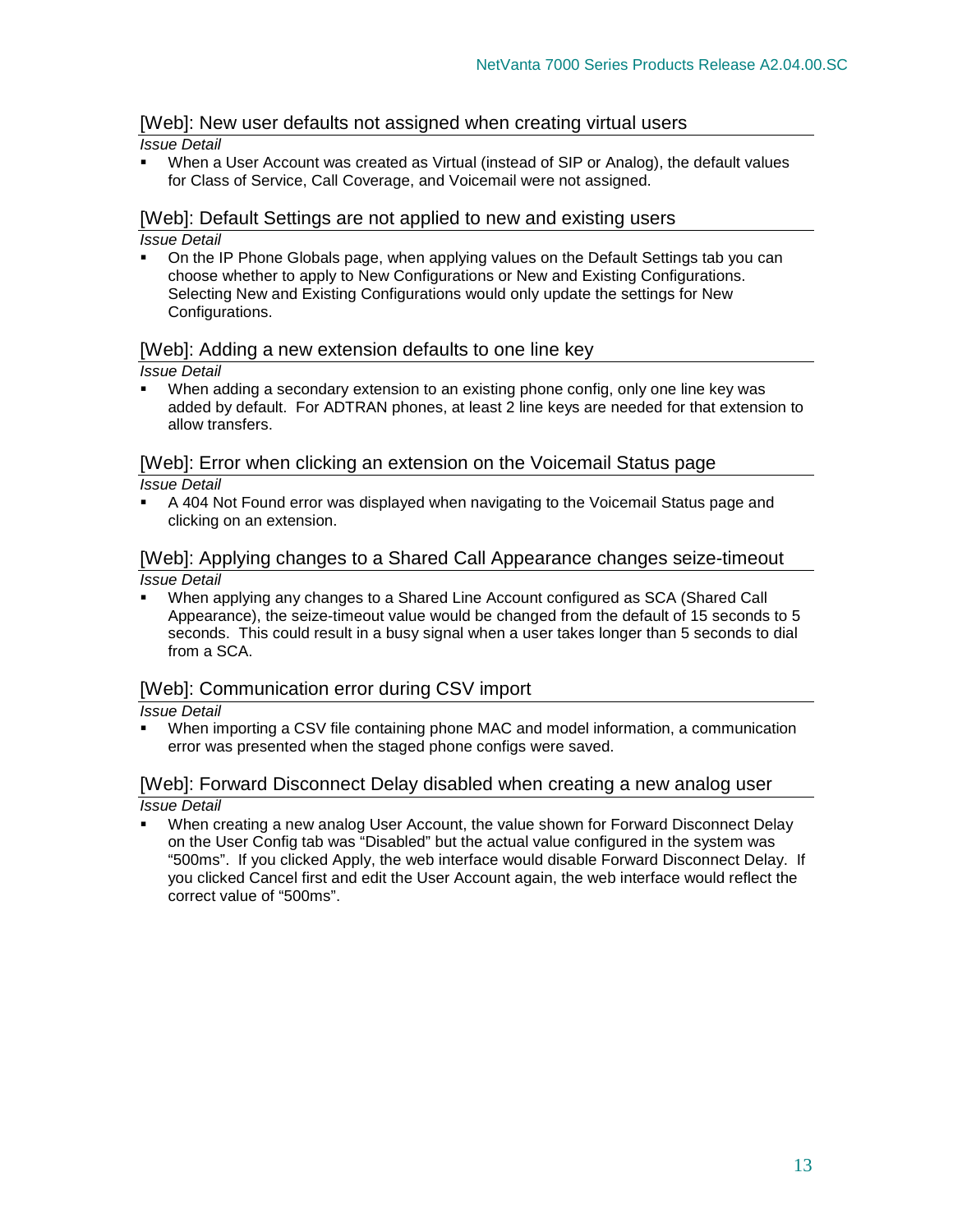### [Web]: New user defaults not assigned when creating virtual users

*Issue Detail*

- When a User Account was created as Virtual (instead of SIP or Analog), the default values for Class of Service, Call Coverage, and Voicemail were not assigned.

### [Web]: Default Settings are not applied to new and existing users

*Issue Detail*

- On the IP Phone Globals page, when applying values on the Default Settings tab you can choose whether to apply to New Configurations or New and Existing Configurations. Selecting New and Existing Configurations would only update the settings for New Configurations.

### [Web]: Adding a new extension defaults to one line key

*Issue Detail*

- When adding a secondary extension to an existing phone config, only one line key was added by default. For ADTRAN phones, at least 2 line keys are needed for that extension to allow transfers.

### [Web]: Error when clicking an extension on the Voicemail Status page

*Issue Detail*

- A 404 Not Found error was displayed when navigating to the Voicemail Status page and clicking on an extension.

### [Web]: Applying changes to a Shared Call Appearance changes seize-timeout

*Issue Detail*

- When applying any changes to a Shared Line Account configured as SCA (Shared Call Appearance), the seize-timeout value would be changed from the default of 15 seconds to 5 seconds. This could result in a busy signal when a user takes longer than 5 seconds to dial from a SCA.

### [Web]: Communication error during CSV import

*Issue Detail*

- When importing a CSV file containing phone MAC and model information, a communication error was presented when the staged phone configs were saved.

### [Web]: Forward Disconnect Delay disabled when creating a new analog user

*Issue Detail*

- When creating a new analog User Account, the value shown for Forward Disconnect Delay on the User Config tab was “Disabled” but the actual value configured in the system was “500ms”. If you clicked Apply, the web interface would disable Forward Disconnect Delay. If you clicked Cancel first and edit the User Account again, the web interface would reflect the correct value of “500ms”.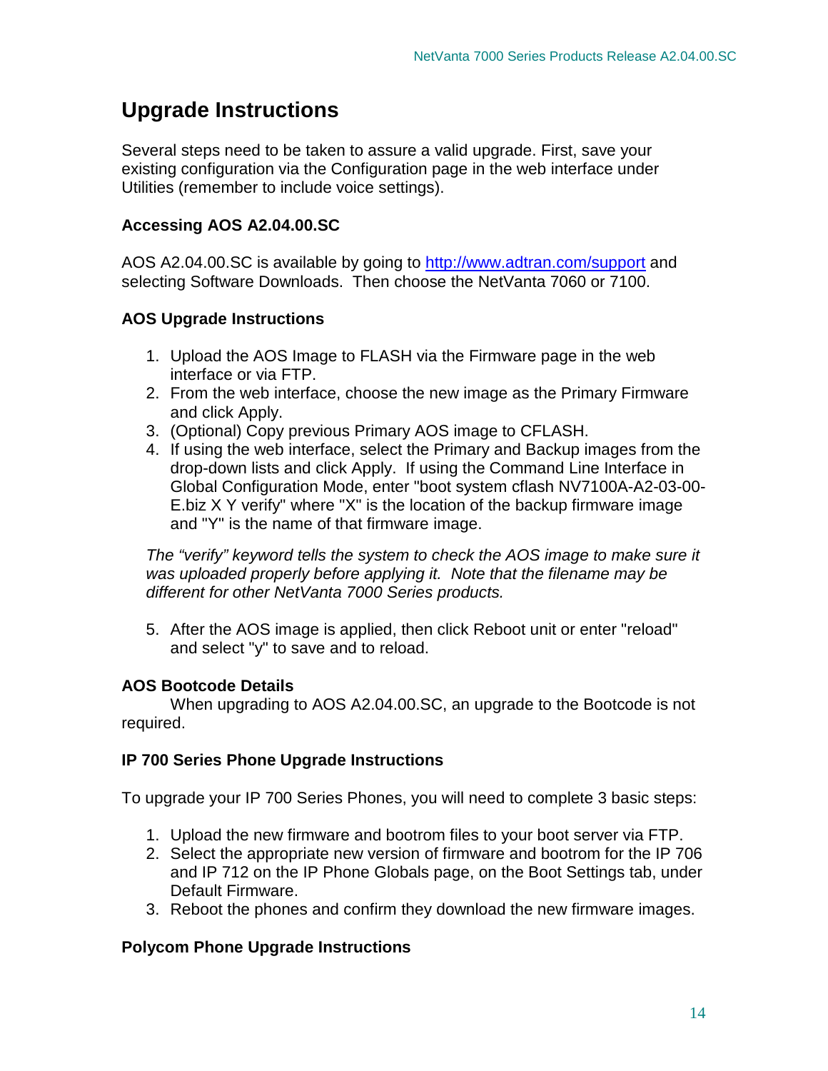# Upgrade Instructions

Several steps need to be taken to assure a valid upgrade. First, save your existing configuration via the Configuration page in the web interface under Utilities (remember to include voice settings).

### Accessing AOS A2.04.00.SC

AOS A2.04.00.SC is available by going to [http://www.adtran.com/support](http://www.adtran.com/support) and selecting Software Downloads. Then choose the NetVanta 7060 or 7100.

### AOS Upgrade Instructions

1. Upload the AOS Image to FLASH via the Firmware page in the web interface or via FTP.
2. From the web interface, choose the new image as the Primary Firmware and click Apply.
3. (Optional) Copy previous Primary AOS image to CFLASH.
4. If using the web interface, select the Primary and Backup images from the drop-down lists and click Apply. If using the Command Line Interface in Global Configuration Mode, enter "boot system cflash NV7100A-A2-03-00-E.biz X Y verify" where "X" is the location of the backup firmware image and "Y" is the name of that firmware image.

   *The "verify" keyword tells the system to check the AOS image to make sure it was uploaded properly before applying it. Note that the filename may be different for other NetVanta 7000 Series products.*

5. After the AOS image is applied, then click Reboot unit or enter "reload" and select "y" to save and to reload.

### AOS Bootcode Details

When upgrading to AOS A2.04.00.SC, an upgrade to the Bootcode is not required.

### IP 700 Series Phone Upgrade Instructions

To upgrade your IP 700 Series Phones, you will need to complete 3 basic steps:

1. Upload the new firmware and bootrom files to your boot server via FTP.
2. Select the appropriate new version of firmware and bootrom for the IP 706 and IP 712 on the IP Phone Globals page, on the Boot Settings tab, under Default Firmware.
3. Reboot the phones and confirm they download the new firmware images.

### Polycom Phone Upgrade Instructions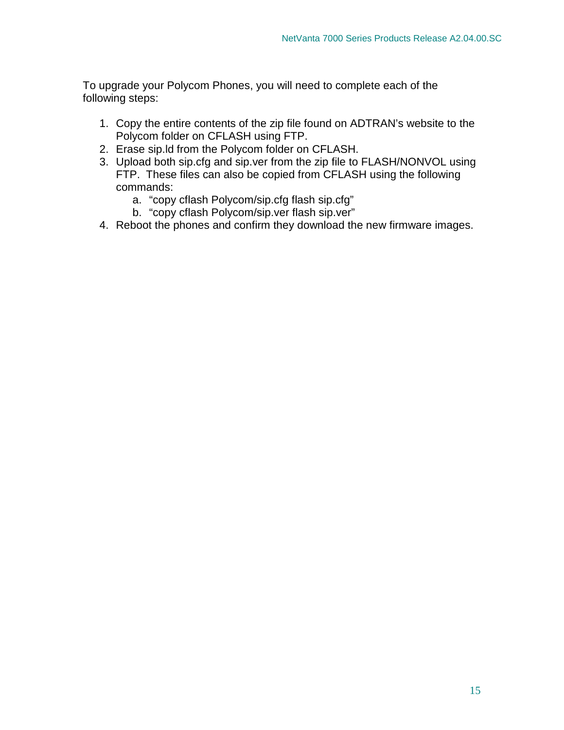To upgrade your Polycom Phones, you will need to complete each of the following steps:

1. Copy the entire contents of the zip file found on ADTRAN's website to the Polycom folder on CFLASH using FTP.
2. Erase sip.ld from the Polycom folder on CFLASH.
3. Upload both sip.cfg and sip.ver from the zip file to FLASH/NONVOL using FTP. These files can also be copied from CFLASH using the following commands:
    a. "copy cflash Polycom/sip.cfg flash sip.cfg"
    b. "copy cflash Polycom/sip.ver flash sip.ver"
4. Reboot the phones and confirm they download the new firmware images.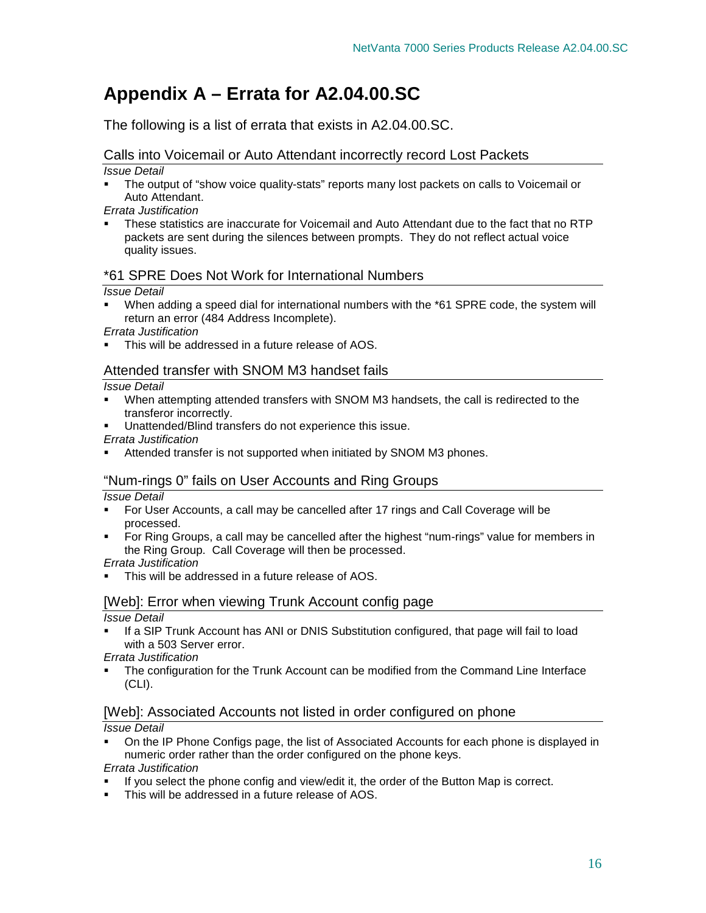# Appendix A – Errata for A2.04.00.SC

The following is a list of errata that exists in A2.04.00.SC.

## Calls into Voicemail or Auto Attendant incorrectly record Lost Packets

*Issue Detail*

- The output of "show voice quality-stats" reports many lost packets on calls to Voicemail or Auto Attendant.

*Errata Justification*

- These statistics are inaccurate for Voicemail and Auto Attendant due to the fact that no RTP packets are sent during the silences between prompts. They do not reflect actual voice quality issues.

## *61 SPRE Does Not Work for International Numbers

*Issue Detail*

- When adding a speed dial for international numbers with the *61 SPRE code, the system will return an error (484 Address Incomplete).

*Errata Justification*

- This will be addressed in a future release of AOS.

## Attended transfer with SNOM M3 handset fails

*Issue Detail*

- When attempting attended transfers with SNOM M3 handsets, the call is redirected to the transferor incorrectly.
- Unattended/Blind transfers do not experience this issue.

*Errata Justification*

- Attended transfer is not supported when initiated by SNOM M3 phones.

## "Num-rings 0" fails on User Accounts and Ring Groups

*Issue Detail*

- For User Accounts, a call may be cancelled after 17 rings and Call Coverage will be processed.
- For Ring Groups, a call may be cancelled after the highest "num-rings" value for members in the Ring Group. Call Coverage will then be processed.

*Errata Justification*

- This will be addressed in a future release of AOS.

## [Web]: Error when viewing Trunk Account config page

*Issue Detail*

- If a SIP Trunk Account has ANI or DNIS Substitution configured, that page will fail to load with a 503 Server error.

*Errata Justification*

- The configuration for the Trunk Account can be modified from the Command Line Interface (CLI).

## [Web]: Associated Accounts not listed in order configured on phone

*Issue Detail*

- On the IP Phone Configs page, the list of Associated Accounts for each phone is displayed in numeric order rather than the order configured on the phone keys.

*Errata Justification*

- If you select the phone config and view/edit it, the order of the Button Map is correct.
- This will be addressed in a future release of AOS.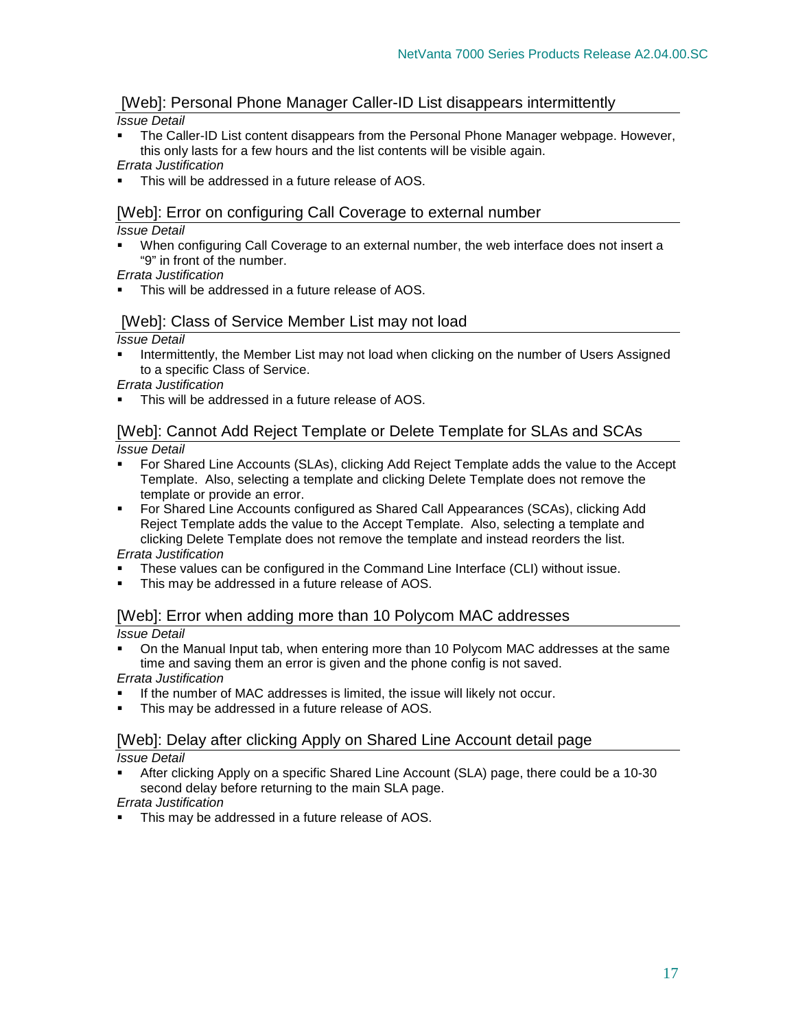## [Web]: Personal Phone Manager Caller-ID List disappears intermittently

*Issue Detail*

- The Caller-ID List content disappears from the Personal Phone Manager webpage. However, this only lasts for a few hours and the list contents will be visible again.

*Errata Justification*

- This will be addressed in a future release of AOS.

## [Web]: Error on configuring Call Coverage to external number

*Issue Detail*

- When configuring Call Coverage to an external number, the web interface does not insert a "9" in front of the number.

*Errata Justification*

- This will be addressed in a future release of AOS.

## [Web]: Class of Service Member List may not load

*Issue Detail*

- Intermittently, the Member List may not load when clicking on the number of Users Assigned to a specific Class of Service.

*Errata Justification*

- This will be addressed in a future release of AOS.

## [Web]: Cannot Add Reject Template or Delete Template for SLAs and SCAs

*Issue Detail*

- For Shared Line Accounts (SLAs), clicking Add Reject Template adds the value to the Accept Template. Also, selecting a template and clicking Delete Template does not remove the template or provide an error.
- For Shared Line Accounts configured as Shared Call Appearances (SCAs), clicking Add Reject Template adds the value to the Accept Template. Also, selecting a template and clicking Delete Template does not remove the template and instead reorders the list.

*Errata Justification*

- These values can be configured in the Command Line Interface (CLI) without issue.
- This may be addressed in a future release of AOS.

## [Web]: Error when adding more than 10 Polycom MAC addresses

*Issue Detail*

- On the Manual Input tab, when entering more than 10 Polycom MAC addresses at the same time and saving them an error is given and the phone config is not saved.

*Errata Justification*

- If the number of MAC addresses is limited, the issue will likely not occur.
- This may be addressed in a future release of AOS.

## [Web]: Delay after clicking Apply on Shared Line Account detail page

*Issue Detail*

- After clicking Apply on a specific Shared Line Account (SLA) page, there could be a 10-30 second delay before returning to the main SLA page.

*Errata Justification*

- This may be addressed in a future release of AOS.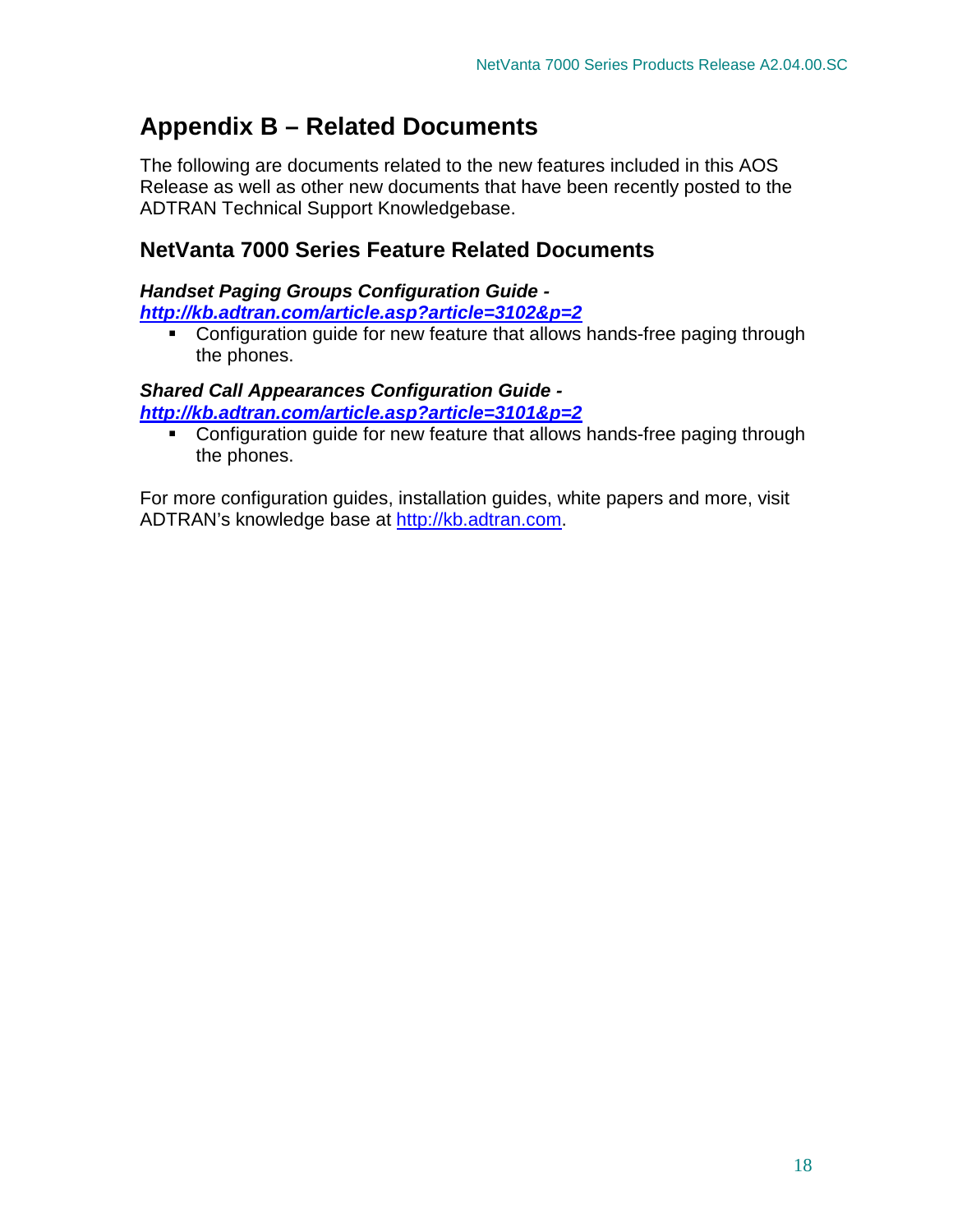# Appendix B – Related Documents

The following are documents related to the new features included in this AOS Release as well as other new documents that have been recently posted to the ADTRAN Technical Support Knowledgebase.

## NetVanta 7000 Series Feature Related Documents

***Handset Paging Groups Configuration Guide - [http://kb.adtran.com/article.asp?article=3102&p=2](http://kb.adtran.com/article.asp?article=3102&p=2)***

- Configuration guide for new feature that allows hands-free paging through the phones.

***Shared Call Appearances Configuration Guide - [http://kb.adtran.com/article.asp?article=3101&p=2](http://kb.adtran.com/article.asp?article=3101&p=2)***

- Configuration guide for new feature that allows hands-free paging through the phones.

For more configuration guides, installation guides, white papers and more, visit ADTRAN's knowledge base at [http://kb.adtran.com](http://kb.adtran.com).